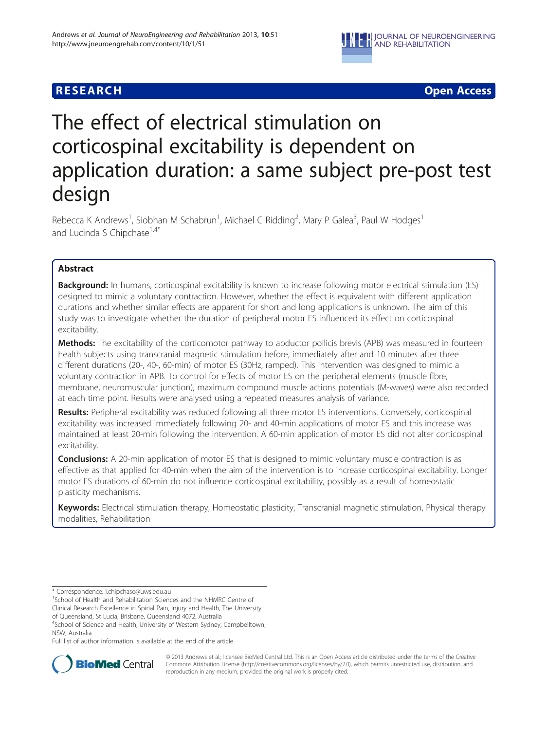RESEARCH Open Access

# The effect of electrical stimulation on corticospinal excitability is dependent on application duration: a same subject pre-post test design

Rebecca K Andrews[1], Siobhan M Schabrun[1], Michael C Ridding[2], Mary P Galea[3], Paul W Hodges[1] and Lucinda S Chipchase[1,4*]

## Abstract

**Background:** In humans, corticospinal excitability is known to increase following motor electrical stimulation (ES) designed to mimic a voluntary contraction. However, whether the effect is equivalent with different application durations and whether similar effects are apparent for short and long applications is unknown. The aim of this study was to investigate whether the duration of peripheral motor ES influenced its effect on corticospinal excitability.

**Methods:** The excitability of the corticomotor pathway to abductor pollicis brevis (APB) was measured in fourteen health subjects using transcranial magnetic stimulation before, immediately after and 10 minutes after three different durations (20-, 40-, 60-min) of motor ES (30Hz, ramped). This intervention was designed to mimic a voluntary contraction in APB. To control for effects of motor ES on the peripheral elements (muscle fibre, membrane, neuromuscular junction), maximum compound muscle actions potentials (M-waves) were also recorded at each time point. Results were analysed using a repeated measures analysis of variance.

**Results:** Peripheral excitability was reduced following all three motor ES interventions. Conversely, corticospinal excitability was increased immediately following 20- and 40-min applications of motor ES and this increase was maintained at least 20-min following the intervention. A 60-min application of motor ES did not alter corticospinal excitability.

**Conclusions:** A 20-min application of motor ES that is designed to mimic voluntary muscle contraction is as effective as that applied for 40-min when the aim of the intervention is to increase corticospinal excitability. Longer motor ES durations of 60-min do not influence corticospinal excitability, possibly as a result of homeostatic plasticity mechanisms.

**Keywords:** Electrical stimulation therapy, Homeostatic plasticity, Transcranial magnetic stimulation, Physical therapy modalities, Rehabilitation

\* Correspondence: l.chipchase@uws.edu.au
[1]School of Health and Rehabilitation Sciences and the NHMRC Centre of Clinical Research Excellence in Spinal Pain, Injury and Health, The University of Queensland, St Lucia, Brisbane, Queensland 4072, Australia
[4]School of Science and Health, University of Western Sydney, Campbelltown, NSW, Australia
Full list of author information is available at the end of the article

© 2013 Andrews et al.; licensee BioMed Central Ltd. This is an Open Access article distributed under the terms of the Creative Commons Attribution License (http://creativecommons.org/licenses/by/2.0), which permits unrestricted use, distribution, and reproduction in any medium, provided the original work is properly cited.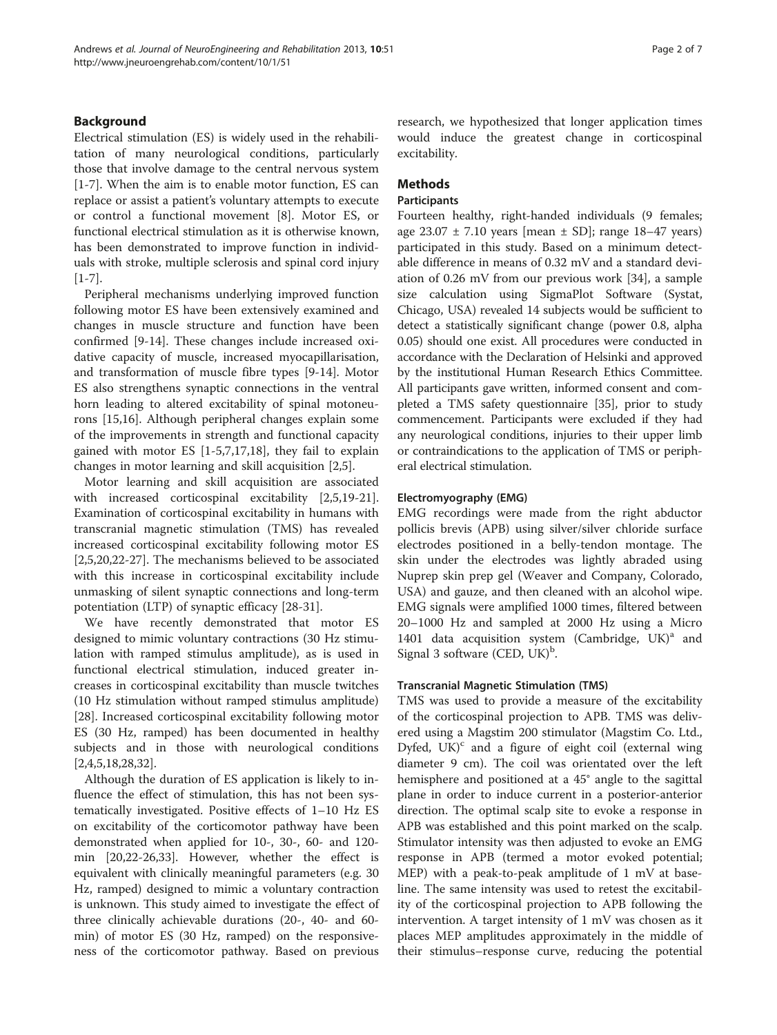## Background

Electrical stimulation (ES) is widely used in the rehabilitation of many neurological conditions, particularly those that involve damage to the central nervous system [1-7]. When the aim is to enable motor function, ES can replace or assist a patient's voluntary attempts to execute or control a functional movement [8]. Motor ES, or functional electrical stimulation as it is otherwise known, has been demonstrated to improve function in individuals with stroke, multiple sclerosis and spinal cord injury [1-7].

Peripheral mechanisms underlying improved function following motor ES have been extensively examined and changes in muscle structure and function have been confirmed [9-14]. These changes include increased oxidative capacity of muscle, increased myocapillarisation, and transformation of muscle fibre types [9-14]. Motor ES also strengthens synaptic connections in the ventral horn leading to altered excitability of spinal motoneurons [15,16]. Although peripheral changes explain some of the improvements in strength and functional capacity gained with motor ES [1-5,7,17,18], they fail to explain changes in motor learning and skill acquisition [2,5].

Motor learning and skill acquisition are associated with increased corticospinal excitability [2,5,19-21]. Examination of corticospinal excitability in humans with transcranial magnetic stimulation (TMS) has revealed increased corticospinal excitability following motor ES [2,5,20,22-27]. The mechanisms believed to be associated with this increase in corticospinal excitability include unmasking of silent synaptic connections and long-term potentiation (LTP) of synaptic efficacy [28-31].

We have recently demonstrated that motor ES designed to mimic voluntary contractions (30 Hz stimulation with ramped stimulus amplitude), as is used in functional electrical stimulation, induced greater increases in corticospinal excitability than muscle twitches (10 Hz stimulation without ramped stimulus amplitude) [28]. Increased corticospinal excitability following motor ES (30 Hz, ramped) has been documented in healthy subjects and in those with neurological conditions [2,4,5,18,28,32].

Although the duration of ES application is likely to influence the effect of stimulation, this has not been systematically investigated. Positive effects of 1–10 Hz ES on excitability of the corticomotor pathway have been demonstrated when applied for 10-, 30-, 60- and 120-min [20,22-26,33]. However, whether the effect is equivalent with clinically meaningful parameters (e.g. 30 Hz, ramped) designed to mimic a voluntary contraction is unknown. This study aimed to investigate the effect of three clinically achievable durations (20-, 40- and 60-min) of motor ES (30 Hz, ramped) on the responsiveness of the corticomotor pathway. Based on previous research, we hypothesized that longer application times would induce the greatest change in corticospinal excitability.

## Methods

### Participants

Fourteen healthy, right-handed individuals (9 females; age 23.07 ± 7.10 years [mean ± SD]; range 18–47 years) participated in this study. Based on a minimum detectable difference in means of 0.32 mV and a standard deviation of 0.26 mV from our previous work [34], a sample size calculation using SigmaPlot Software (Systat, Chicago, USA) revealed 14 subjects would be sufficient to detect a statistically significant change (power 0.8, alpha 0.05) should one exist. All procedures were conducted in accordance with the Declaration of Helsinki and approved by the institutional Human Research Ethics Committee. All participants gave written, informed consent and completed a TMS safety questionnaire [35], prior to study commencement. Participants were excluded if they had any neurological conditions, injuries to their upper limb or contraindications to the application of TMS or peripheral electrical stimulation.

### Electromyography (EMG)

EMG recordings were made from the right abductor pollicis brevis (APB) using silver/silver chloride surface electrodes positioned in a belly-tendon montage. The skin under the electrodes was lightly abraded using Nuprep skin prep gel (Weaver and Company, Colorado, USA) and gauze, and then cleaned with an alcohol wipe. EMG signals were amplified 1000 times, filtered between 20–1000 Hz and sampled at 2000 Hz using a Micro 1401 data acquisition system (Cambridge, UK)[a] and Signal 3 software (CED, UK)[b].

### Transcranial Magnetic Stimulation (TMS)

TMS was used to provide a measure of the excitability of the corticospinal projection to APB. TMS was delivered using a Magstim 200 stimulator (Magstim Co. Ltd., Dyfed, UK)[c] and a figure of eight coil (external wing diameter 9 cm). The coil was orientated over the left hemisphere and positioned at a 45° angle to the sagittal plane in order to induce current in a posterior-anterior direction. The optimal scalp site to evoke a response in APB was established and this point marked on the scalp. Stimulator intensity was then adjusted to evoke an EMG response in APB (termed a motor evoked potential; MEP) with a peak-to-peak amplitude of 1 mV at baseline. The same intensity was used to retest the excitability of the corticospinal projection to APB following the intervention. A target intensity of 1 mV was chosen as it places MEP amplitudes approximately in the middle of their stimulus–response curve, reducing the potential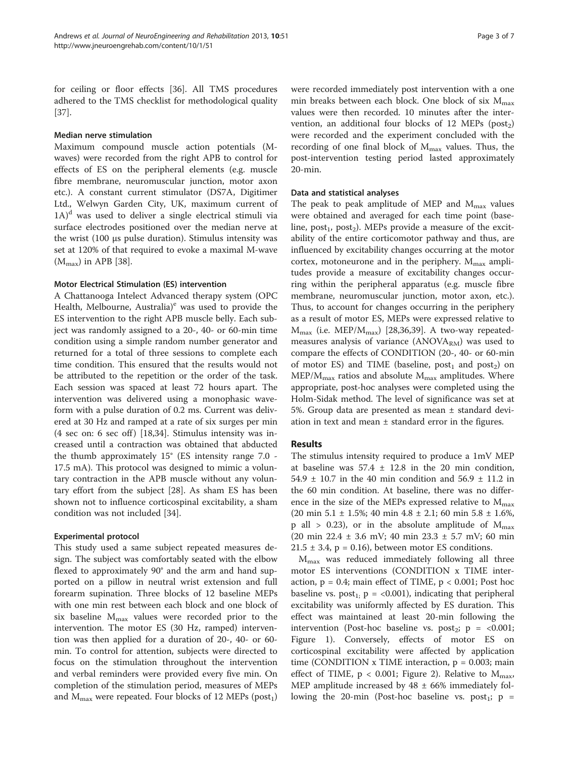for ceiling or floor effects [36]. All TMS procedures adhered to the TMS checklist for methodological quality [37].

#### Median nerve stimulation

Maximum compound muscle action potentials (M-waves) were recorded from the right APB to control for effects of ES on the peripheral elements (e.g. muscle fibre membrane, neuromuscular junction, motor axon etc.). A constant current stimulator (DS7A, Digitimer Ltd., Welwyn Garden City, UK, maximum current of 1A)[d] was used to deliver a single electrical stimuli via surface electrodes positioned over the median nerve at the wrist (100 μs pulse duration). Stimulus intensity was set at 120% of that required to evoke a maximal M-wave ($M_{max}$) in APB [38].

#### Motor Electrical Stimulation (ES) intervention

A Chattanooga Intelect Advanced therapy system (OPC Health, Melbourne, Australia)[e] was used to provide the ES intervention to the right APB muscle belly. Each subject was randomly assigned to a 20-, 40- or 60-min time condition using a simple random number generator and returned for a total of three sessions to complete each time condition. This ensured that the results would not be attributed to the repetition or the order of the task. Each session was spaced at least 72 hours apart. The intervention was delivered using a monophasic waveform with a pulse duration of 0.2 ms. Current was delivered at 30 Hz and ramped at a rate of six surges per min (4 sec on: 6 sec off) [18,34]. Stimulus intensity was increased until a contraction was obtained that abducted the thumb approximately 15° (ES intensity range 7.0 - 17.5 mA). This protocol was designed to mimic a voluntary contraction in the APB muscle without any voluntary effort from the subject [28]. As sham ES has been shown not to influence corticospinal excitability, a sham condition was not included [34].

#### Experimental protocol

This study used a same subject repeated measures design. The subject was comfortably seated with the elbow flexed to approximately 90° and the arm and hand supported on a pillow in neutral wrist extension and full forearm supination. Three blocks of 12 baseline MEPs with one min rest between each block and one block of six baseline $M_{max}$ values were recorded prior to the intervention. The motor ES (30 Hz, ramped) intervention was then applied for a duration of 20-, 40- or 60-min. To control for attention, subjects were directed to focus on the stimulation throughout the intervention and verbal reminders were provided every five min. On completion of the stimulation period, measures of MEPs and $M_{max}$ were repeated. Four blocks of 12 MEPs ($post_1$) were recorded immediately post intervention with a one min breaks between each block. One block of six $M_{max}$ values were then recorded. 10 minutes after the intervention, an additional four blocks of 12 MEPs ($post_2$) were recorded and the experiment concluded with the recording of one final block of $M_{max}$ values. Thus, the post-intervention testing period lasted approximately 20-min.

#### Data and statistical analyses

The peak to peak amplitude of MEP and $M_{max}$ values were obtained and averaged for each time point (baseline, $post_1$, $post_2$). MEPs provide a measure of the excitability of the entire corticomotor pathway and thus, are influenced by excitability changes occurring at the motor cortex, motoneurone and in the periphery. $M_{max}$ amplitudes provide a measure of excitability changes occurring within the peripheral apparatus (e.g. muscle fibre membrane, neuromuscular junction, motor axon, etc.). Thus, to account for changes occurring in the periphery as a result of motor ES, MEPs were expressed relative to $M_{max}$ (i.e. $MEP/M_{max}$) [28,36,39]. A two-way repeated-measures analysis of variance ($ANOVA_{RM}$) was used to compare the effects of CONDITION (20-, 40- or 60-min of motor ES) and TIME (baseline, $post_1$ and $post_2$) on $MEP/M_{max}$ ratios and absolute $M_{max}$ amplitudes. Where appropriate, post-hoc analyses were completed using the Holm-Sidak method. The level of significance was set at 5%. Group data are presented as mean ± standard deviation in text and mean ± standard error in the figures.

## Results

The stimulus intensity required to produce a 1mV MEP at baseline was 57.4 ± 12.8 in the 20 min condition, 54.9 ± 10.7 in the 40 min condition and 56.9 ± 11.2 in the 60 min condition. At baseline, there was no difference in the size of the MEPs expressed relative to $M_{max}$ (20 min 5.1 ± 1.5%; 40 min 4.8 ± 2.1; 60 min 5.8 ± 1.6%, p all > 0.23), or in the absolute amplitude of $M_{max}$ (20 min 22.4 ± 3.6 mV; 40 min 23.3 ± 5.7 mV; 60 min 21.5 ± 3.4, $p = 0.16$), between motor ES conditions.

$M_{max}$ was reduced immediately following all three motor ES interventions (CONDITION x TIME interaction, $p = 0.4$; main effect of TIME, $p < 0.001$; Post hoc baseline vs. $post_1$; $p = <0.001$), indicating that peripheral excitability was uniformly affected by ES duration. This effect was maintained at least 20-min following the intervention (Post-hoc baseline vs. $post_2$; $p = <0.001$; Figure 1). Conversely, effects of motor ES on corticospinal excitability were affected by application time (CONDITION x TIME interaction, $p = 0.003$; main effect of TIME, $p < 0.001$; Figure 2). Relative to $M_{max}$, MEP amplitude increased by 48 ± 66% immediately following the 20-min (Post-hoc baseline vs. $post_1$; p =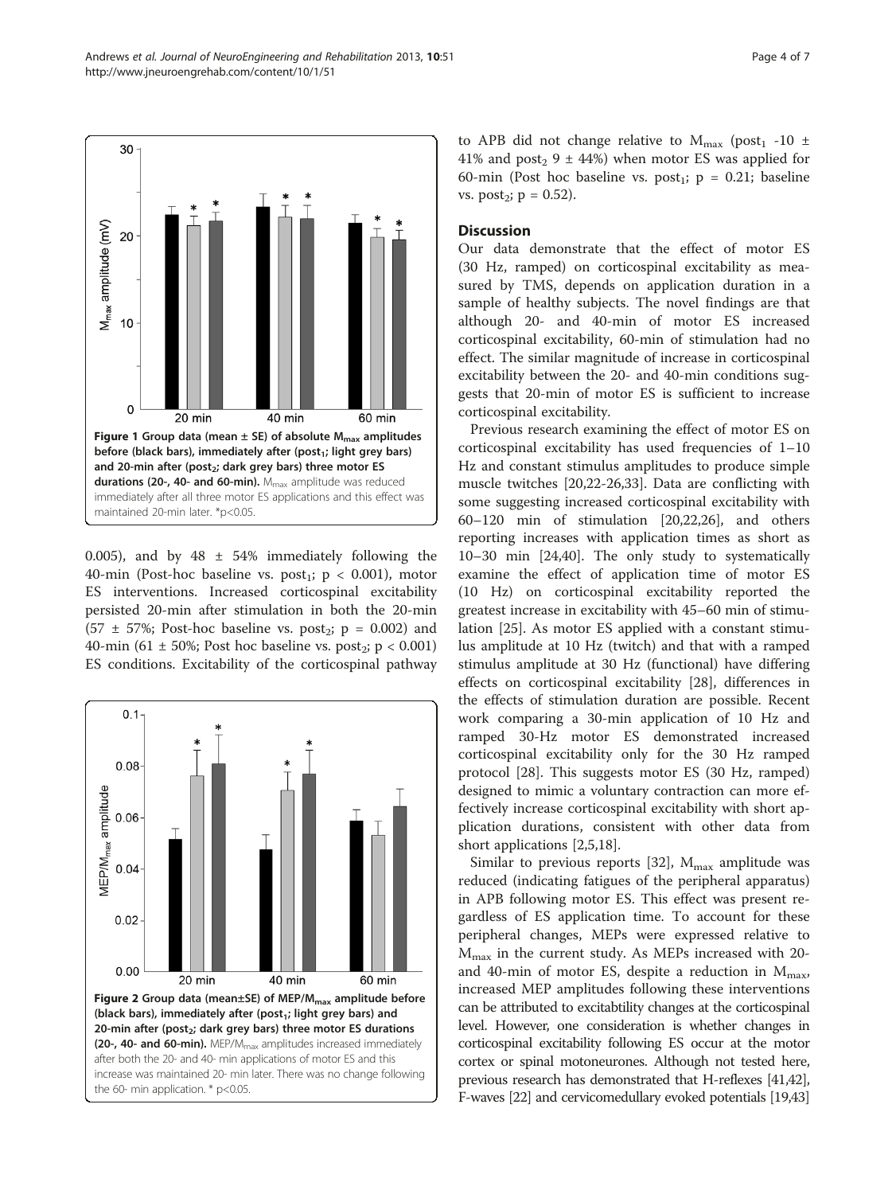Figure 1 Group data (mean ± SE) of absolute $M_{max}$ amplitudes before (black bars), immediately after ($post_1$; light grey bars) and 20-min after ($post_2$; dark grey bars) three motor ES durations (20-, 40- and 60-min). $M_{max}$ amplitude was reduced immediately after all three motor ES applications and this effect was maintained 20-min later. *$p<0.05$.

0.005), and by 48 ± 54% immediately following the 40-min (Post-hoc baseline vs. $post_1$; $p < 0.001$), motor ES interventions. Increased corticospinal excitability persisted 20-min after stimulation in both the 20-min (57 ± 57%; Post-hoc baseline vs. $post_2$; $p = 0.002$) and 40-min (61 ± 50%; Post hoc baseline vs. $post_2$; $p < 0.001$) ES conditions. Excitability of the corticospinal pathway to APB did not change relative to $M_{max}$ ($post_1$ -10 ± 41% and $post_2$ 9 ± 44%) when motor ES was applied for 60-min (Post hoc baseline vs. $post_1$; $p = 0.21$; baseline vs. $post_2$; $p = 0.52$).

Figure 2 Group data (mean±SE) of MEP/$M_{max}$ amplitude before (black bars), immediately after ($post_1$; light grey bars) and 20-min after ($post_2$; dark grey bars) three motor ES durations (20-, 40- and 60-min). MEP/$M_{max}$ amplitudes increased immediately after both the 20- and 40- min applications of motor ES and this increase was maintained 20- min later. There was no change following the 60- min application. * $p<0.05$.

## Discussion

Our data demonstrate that the effect of motor ES (30 Hz, ramped) on corticospinal excitability as measured by TMS, depends on application duration in a sample of healthy subjects. The novel findings are that although 20- and 40-min of motor ES increased corticospinal excitability, 60-min of stimulation had no effect. The similar magnitude of increase in corticospinal excitability between the 20- and 40-min conditions suggests that 20-min of motor ES is sufficient to increase corticospinal excitability.

Previous research examining the effect of motor ES on corticospinal excitability has used frequencies of 1–10 Hz and constant stimulus amplitudes to produce simple muscle twitches [20,22-26,33]. Data are conflicting with some suggesting increased corticospinal excitability with 60–120 min of stimulation [20,22,26], and others reporting increases with application times as short as 10–30 min [24,40]. The only study to systematically examine the effect of application time of motor ES (10 Hz) on corticospinal excitability reported the greatest increase in excitability with 45–60 min of stimulation [25]. As motor ES applied with a constant stimulus amplitude at 10 Hz (twitch) and that with a ramped stimulus amplitude at 30 Hz (functional) have differing effects on corticospinal excitability [28], differences in the effects of stimulation duration are possible. Recent work comparing a 30-min application of 10 Hz and ramped 30-Hz motor ES demonstrated increased corticospinal excitability only for the 30 Hz ramped protocol [28]. This suggests motor ES (30 Hz, ramped) designed to mimic a voluntary contraction can more effectively increase corticospinal excitability with short applications durations, consistent with other data from short applications [2,5,18].

Similar to previous reports [32], $M_{max}$ amplitude was reduced (indicating fatigues of the peripheral apparatus) in APB following motor ES. This effect was present regardless of ES application time. To account for these peripheral changes, MEPs were expressed relative to $M_{max}$ in the current study. As MEPs increased with 20- and 40-min of motor ES, despite a reduction in $M_{max}$, increased MEP amplitudes following these interventions can be attributed to excitatbility changes at the corticospinal level. However, one consideration is whether changes in corticospinal excitability following ES occur at the motor cortex or spinal motoneurones. Although not tested here, previous research has demonstrated that H-reflexes [41,42], F-waves [22] and cervicomedullary evoked potentials [19,43]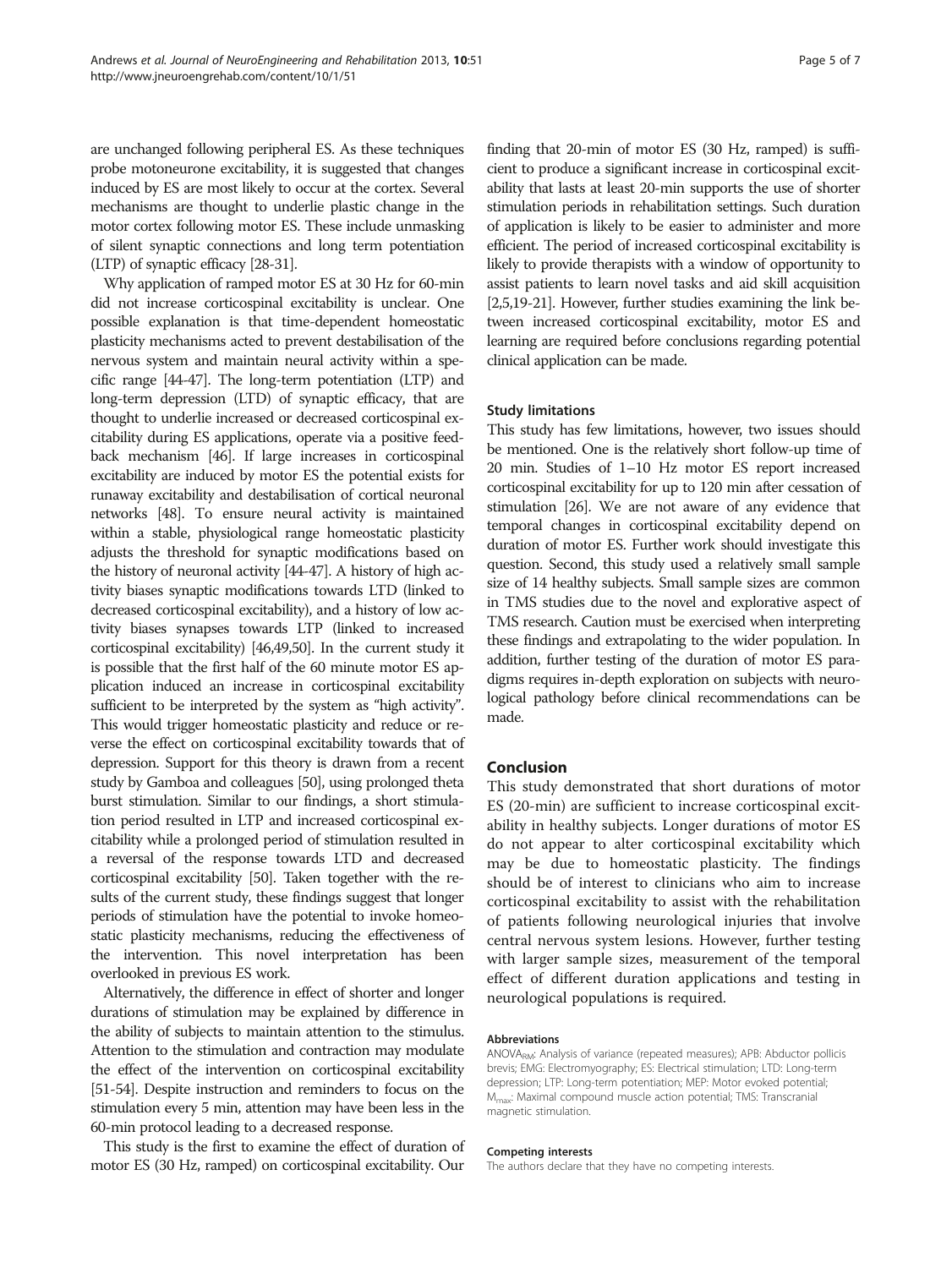are unchanged following peripheral ES. As these techniques probe motoneurone excitability, it is suggested that changes induced by ES are most likely to occur at the cortex. Several mechanisms are thought to underlie plastic change in the motor cortex following motor ES. These include unmasking of silent synaptic connections and long term potentiation (LTP) of synaptic efficacy [28-31].

Why application of ramped motor ES at 30 Hz for 60-min did not increase corticospinal excitability is unclear. One possible explanation is that time-dependent homeostatic plasticity mechanisms acted to prevent destabilisation of the nervous system and maintain neural activity within a specific range [44-47]. The long-term potentiation (LTP) and long-term depression (LTD) of synaptic efficacy, that are thought to underlie increased or decreased corticospinal excitability during ES applications, operate via a positive feedback mechanism [46]. If large increases in corticospinal excitability are induced by motor ES the potential exists for runaway excitability and destabilisation of cortical neuronal networks [48]. To ensure neural activity is maintained within a stable, physiological range homeostatic plasticity adjusts the threshold for synaptic modifications based on the history of neuronal activity [44-47]. A history of high activity biases synaptic modifications towards LTD (linked to decreased corticospinal excitability), and a history of low activity biases synapses towards LTP (linked to increased corticospinal excitability) [46,49,50]. In the current study it is possible that the first half of the 60 minute motor ES application induced an increase in corticospinal excitability sufficient to be interpreted by the system as "high activity". This would trigger homeostatic plasticity and reduce or reverse the effect on corticospinal excitability towards that of depression. Support for this theory is drawn from a recent study by Gamboa and colleagues [50], using prolonged theta burst stimulation. Similar to our findings, a short stimulation period resulted in LTP and increased corticospinal excitability while a prolonged period of stimulation resulted in a reversal of the response towards LTD and decreased corticospinal excitability [50]. Taken together with the results of the current study, these findings suggest that longer periods of stimulation have the potential to invoke homeostatic plasticity mechanisms, reducing the effectiveness of the intervention. This novel interpretation has been overlooked in previous ES work.

Alternatively, the difference in effect of shorter and longer durations of stimulation may be explained by difference in the ability of subjects to maintain attention to the stimulus. Attention to the stimulation and contraction may modulate the effect of the intervention on corticospinal excitability [51-54]. Despite instruction and reminders to focus on the stimulation every 5 min, attention may have been less in the 60-min protocol leading to a decreased response.

This study is the first to examine the effect of duration of motor ES (30 Hz, ramped) on corticospinal excitability. Our finding that 20-min of motor ES (30 Hz, ramped) is sufficient to produce a significant increase in corticospinal excitability that lasts at least 20-min supports the use of shorter stimulation periods in rehabilitation settings. Such duration of application is likely to be easier to administer and more efficient. The period of increased corticospinal excitability is likely to provide therapists with a window of opportunity to assist patients to learn novel tasks and aid skill acquisition [2,5,19-21]. However, further studies examining the link between increased corticospinal excitability, motor ES and learning are required before conclusions regarding potential clinical application can be made.

### Study limitations

This study has few limitations, however, two issues should be mentioned. One is the relatively short follow-up time of 20 min. Studies of 1–10 Hz motor ES report increased corticospinal excitability for up to 120 min after cessation of stimulation [26]. We are not aware of any evidence that temporal changes in corticospinal excitability depend on duration of motor ES. Further work should investigate this question. Second, this study used a relatively small sample size of 14 healthy subjects. Small sample sizes are common in TMS studies due to the novel and explorative aspect of TMS research. Caution must be exercised when interpreting these findings and extrapolating to the wider population. In addition, further testing of the duration of motor ES paradigms requires in-depth exploration on subjects with neurological pathology before clinical recommendations can be made.

## Conclusion

This study demonstrated that short durations of motor ES (20-min) are sufficient to increase corticospinal excitability in healthy subjects. Longer durations of motor ES do not appear to alter corticospinal excitability which may be due to homeostatic plasticity. The findings should be of interest to clinicians who aim to increase corticospinal excitability to assist with the rehabilitation of patients following neurological injuries that involve central nervous system lesions. However, further testing with larger sample sizes, measurement of the temporal effect of different duration applications and testing in neurological populations is required.

#### Abbreviations

$ANOVA_{RM}$: Analysis of variance (repeated measures); APB: Abductor pollicis brevis; EMG: Electromyography; ES: Electrical stimulation; LTD: Long-term depression; LTP: Long-term potentiation; MEP: Motor evoked potential; $M_{max}$: Maximal compound muscle action potential; TMS: Transcranial magnetic stimulation.

#### Competing interests

The authors declare that they have no competing interests.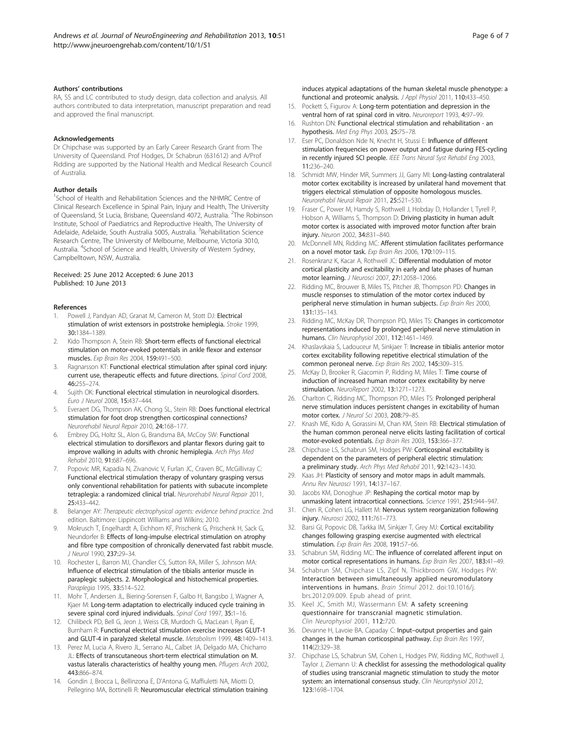### Authors' contributions

RA, SS and LC contributed to study design, data collection and analysis. All authors contributed to data interpretation, manuscript preparation and read and approved the final manuscript.

### Acknowledgements

Dr Chipchase was supported by an Early Career Research Grant from The University of Queensland. Prof Hodges, Dr Schabrun (631612) and A/Prof Ridding are supported by the National Health and Medical Research Council of Australia.

### Author details

[1]School of Health and Rehabilitation Sciences and the NHMRC Centre of Clinical Research Excellence in Spinal Pain, Injury and Health, The University of Queensland, St Lucia, Brisbane, Queensland 4072, Australia. [2]The Robinson Institute, School of Paediatrics and Reproductive Health, The University of Adelaide, Adelaide, South Australia 5005, Australia. [3]Rehabilitation Science Research Centre, The University of Melbourne, Melbourne, Victoria 3010, Australia. [4]School of Science and Health, University of Western Sydney, Campbelltown, NSW, Australia.

Received: 25 June 2012 Accepted: 6 June 2013
Published: 10 June 2013

### References

1. Powell J, Pandyan AD, Granat M, Cameron M, Stott DJ: **Electrical stimulation of wrist extensors in poststroke hemiplegia.** *Stroke* 1999, **30:**1384–1389.
2. Kido Thompson A, Stein RB: **Short-term effects of functional electrical stimulation on motor-evoked potentials in ankle flexor and extensor muscles.** *Exp Brain Res* 2004, **159:**491–500.
3. Ragnarsson KT: **Functional electrical stimulation after spinal cord injury: current use, therapeutic effects and future directions.** *Spinal Cord* 2008, **46:**255–274.
4. Sujith OK: **Functional electrical stimulation in neurological disorders.** *Euro J Neurol* 2008, **15:**437–444.
5. Everaert DG, Thompson AK, Chong SL, Stein RB: **Does functional electrical stimulation for foot drop strengthen corticospinal connections?** *Neurorehabil Neural Repair* 2010, **24:**168–177.
6. Embrey DG, Holtz SL, Alon G, Brandsma BA, McCoy SW: **Functional electrical stimulation to dorsiflexors and plantar flexors during gait to improve walking in adults with chronic hemiplegia.** *Arch Phys Med Rehabil* 2010, **91:**687–696.
7. Popovic MR, Kapadia N, Zivanovic V, Furlan JC, Craven BC, McGillivray C: **Functional electrical stimulation therapy of voluntary grasping versus only conventional rehabilitation for patients with subacute incomplete tetraplegia: a randomized clinical trial.** *Neurorehabil Neural Repair* 2011, **25:**433–442.
8. Belanger AY: *Therapeutic electrophysical agents: evidence behind practice.* 2nd edition. Baltimore: Lippincott Williams and Wilkins; 2010.
9. Mokrusch T, Engelhardt A, Eichhorn KF, Prischenk G, Prischenk H, Sack G, Neundorfer B: **Effects of long-impulse electrical stimulation on atrophy and fibre type composition of chronically denervated fast rabbit muscle.** *J Neurol* 1990, **237:**29–34.
10. Rochester L, Barron MJ, Chandler CS, Sutton RA, Miller S, Johnson MA: **Influence of electrical stimulation of the tibialis anterior muscle in paraplegic subjects. 2. Morphological and histochemical properties.** *Paraplegia* 1995, **33:**514–522.
11. Mohr T, Andersen JL, Biering-Sorensen F, Galbo H, Bangsbo J, Wagner A, Kjaer M: **Long-term adaptation to electrically induced cycle training in severe spinal cord injured individuals.** *Spinal Cord* 1997, **35:**1–16.
12. Chilibeck PD, Bell G, Jeon J, Weiss CB, Murdoch G, MacLean I, Ryan E, Burnham R: **Functional electrical stimulation exercise increases GLUT-1 and GLUT-4 in paralyzed skeletal muscle.** *Metabolism* 1999, **48:**1409–1413.
13. Perez M, Lucia A, Rivero JL, Serrano AL, Calbet JA, Delgado MA, Chicharro JL: **Effects of transcutaneous short-term electrical stimulation on M. vastus lateralis characteristics of healthy young men.** *Pflugers Arch* 2002, **443:**866–874.
14. Gondin J, Brocca L, Bellinzona E, D'Antona G, Maffiuletti NA, Miotti D, Pellegrino MA, Bottinelli R: **Neuromuscular electrical stimulation training induces atypical adaptations of the human skeletal muscle phenotype: a functional and proteomic analysis.** *J Appl Physiol* 2011, **110:**433–450.
15. Pockett S, Figurov A: **Long-term potentiation and depression in the ventral horn of rat spinal cord in vitro.** *Neuroreport* 1993, **4:**97–99.
16. Rushton DN: **Functional electrical stimulation and rehabilitation - an hypothesis.** *Med Eng Phys* 2003, **25:**75–78.
17. Eser PC, Donaldson Nde N, Knecht H, Stussi E: **Influence of different stimulation frequencies on power output and fatigue during FES-cycling in recently injured SCI people.** *IEEE Trans Neural Syst Rehabil Eng* 2003, **11:**236–240.
18. Schmidt MW, Hinder MR, Summers JJ, Garry MI: **Long-lasting contralateral motor cortex excitability is increased by unilateral hand movement that triggers electrical stimulation of opposite homologous muscles.** *Neurorehabil Neural Repair* 2011, **25:**521–530.
19. Fraser C, Power M, Hamdy S, Rothwell J, Hobday D, Hollander I, Tyrell P, Hobson A, Williams S, Thompson D: **Driving plasticity in human adult motor cortex is associated with improved motor function after brain injury.** *Neuron* 2002, **34:**831–840.
20. McDonnell MN, Ridding MC: **Afferent stimulation facilitates performance on a novel motor task.** *Exp Brain Res* 2006, **170:**109–115.
21. Rosenkranz K, Kacar A, Rothwell JC: **Differential modulation of motor cortical plasticity and excitability in early and late phases of human motor learning.** *J Neurosci* 2007, **27:**12058–12066.
22. Ridding MC, Brouwer B, Miles TS, Pitcher JB, Thompson PD: **Changes in muscle responses to stimulation of the motor cortex induced by peripheral nerve stimulation in human subjects.** *Exp Brain Res* 2000, **131:**135–143.
23. Ridding MC, McKay DR, Thompson PD, Miles TS: **Changes in corticomotor representations induced by prolonged peripheral nerve stimulation in humans.** *Clin Neurophysiol* 2001, **112:**1461–1469.
24. Khaslavskaia S, Ladouceur M, Sinkjaer T: **Increase in tibialis anterior motor cortex excitability following repetitive electrical stimulation of the common peroneal nerve.** *Exp Brain Res* 2002, **145:**309–315.
25. McKay D, Brooker R, Giacomin P, Ridding M, Miles T: **Time course of induction of increased human motor cortex excitability by nerve stimulation.** *NeuroReport* 2002, **13:**1271–1273.
26. Charlton C, Ridding MC, Thompson PD, Miles TS: **Prolonged peripheral nerve stimulation induces persistent changes in excitability of human motor cortex.** *J Neurol Sci* 2003, **208:**79–85.
27. Knash ME, Kido A, Gorassini M, Chan KM, Stein RB: **Electrical stimulation of the human common peroneal nerve elicits lasting facilitation of cortical motor-evoked potentials.** *Exp Brain Res* 2003, **153:**366–377.
28. Chipchase LS, Schabrun SM, Hodges PW: **Corticospinal excitability is dependent on the parameters of peripheral electric stimulation: a preliminary study.** *Arch Phys Med Rehabil* 2011, **92:**1423–1430.
29. Kaas JH: **Plasticity of sensory and motor maps in adult mammals.** *Annu Rev Neurosci* 1991, **14:**137–167.
30. Jacobs KM, Donoghue JP: **Reshaping the cortical motor map by unmasking latent intracortical connections.** *Science* 1991, **251:**944–947.
31. Chen R, Cohen LG, Hallett M: **Nervous system reorganization following injury.** *Neurosci* 2002, **111:**761–773.
32. Barsi GI, Popovic DB, Tarkka IM, Sinkjær T, Grey MJ: **Cortical excitability changes following grasping exercise augmented with electrical stimulation.** *Exp Brain Res* 2008, **191:**57–66.
33. Schabrun SM, Ridding MC: **The influence of correlated afferent input on motor cortical representations in humans.** *Exp Brain Res* 2007, **183:**41–49.
34. Schabrun SM, Chipchase LS, Zipf N, Thickbroom GW, Hodges PW: **Interaction between simultaneously applied neuromodulatory interventions in humans.** *Brain Stimul* 2012. doi:10.1016/j.brs.2012.09.009. Epub ahead of print.
35. Keel JC, Smith MJ, Wassermann EM: **A safety screening questionnaire for transcranial magnetic stimulation.** *Clin Neurophysiol* 2001, **112:**720.
36. Devanne H, Lavoie BA, Capaday C: **Input–output properties and gain changes in the human corticospinal pathway.** *Exp Brain Res* 1997, **114**(2):329–38.
37. Chipchase LS, Schabrun SM, Cohen L, Hodges PW, Ridding MC, Rothwell J, Taylor J, Ziemann U: **A checklist for assessing the methodological quality of studies using transcranial magnetic stimulation to study the motor system: an international consensus study.** *Clin Neurophysiol* 2012, **123:**1698–1704.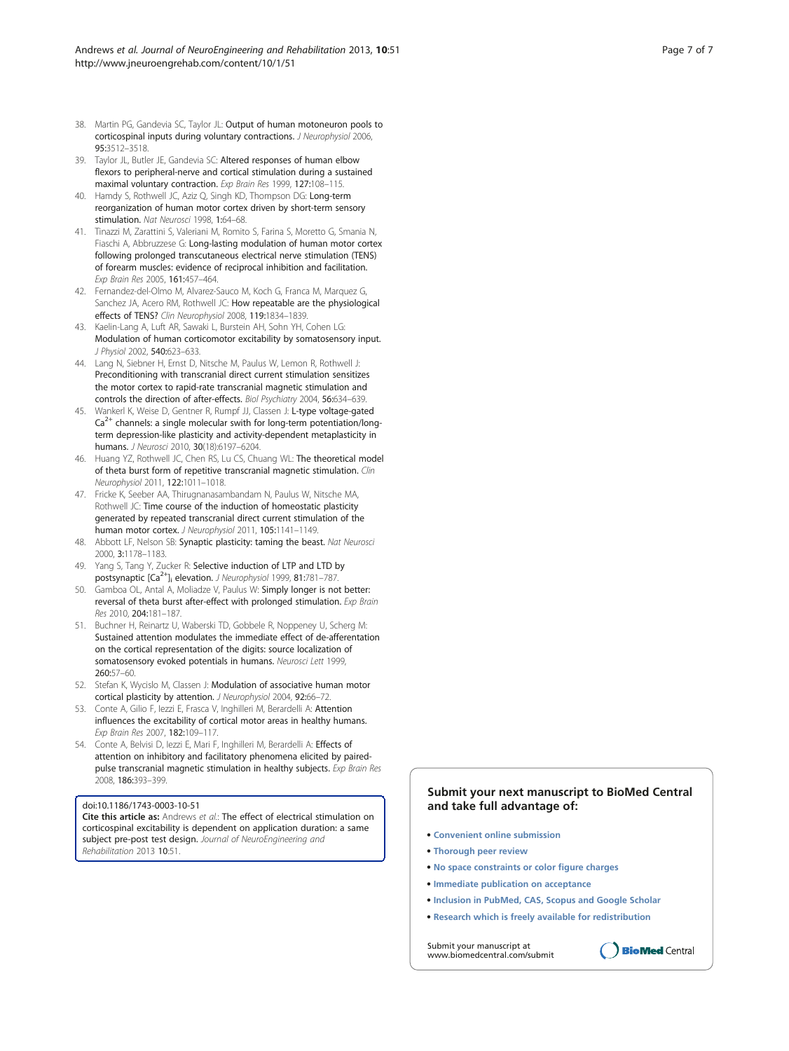38. Martin PG, Gandevia SC, Taylor JL: **Output of human motoneuron pools to corticospinal inputs during voluntary contractions.** *J Neurophysiol* 2006, **95:**3512–3518.
39. Taylor JL, Butler JE, Gandevia SC: **Altered responses of human elbow flexors to peripheral-nerve and cortical stimulation during a sustained maximal voluntary contraction.** *Exp Brain Res* 1999, **127:**108–115.
40. Hamdy S, Rothwell JC, Aziz Q, Singh KD, Thompson DG: **Long-term reorganization of human motor cortex driven by short-term sensory stimulation.** *Nat Neurosci* 1998, **1:**64–68.
41. Tinazzi M, Zarattini S, Valeriani M, Romito S, Farina S, Moretto G, Smania N, Fiaschi A, Abbruzzese G: **Long-lasting modulation of human motor cortex following prolonged transcutaneous electrical nerve stimulation (TENS) of forearm muscles: evidence of reciprocal inhibition and facilitation.** *Exp Brain Res* 2005, **161:**457–464.
42. Fernandez-del-Olmo M, Alvarez-Sauco M, Koch G, Franca M, Marquez G, Sanchez JA, Acero RM, Rothwell JC: **How repeatable are the physiological effects of TENS?** *Clin Neurophysiol* 2008, **119:**1834–1839.
43. Kaelin-Lang A, Luft AR, Sawaki L, Burstein AH, Sohn YH, Cohen LG: **Modulation of human corticomotor excitability by somatosensory input.** *J Physiol* 2002, **540:**623–633.
44. Lang N, Siebner H, Ernst D, Nitsche M, Paulus W, Lemon R, Rothwell J: **Preconditioning with transcranial direct current stimulation sensitizes the motor cortex to rapid-rate transcranial magnetic stimulation and controls the direction of after-effects.** *Biol Psychiatry* 2004, **56:**634–639.
45. Wankerl K, Weise D, Gentner R, Rumpf JJ, Classen J: **L-type voltage-gated $Ca^{2+}$ channels: a single molecular swith for long-term potentiation/long-term depression-like plasticity and activity-dependent metaplasticity in humans.** *J Neurosci* 2010, **30**(18):6197–6204.
46. Huang YZ, Rothwell JC, Chen RS, Lu CS, Chuang WL: **The theoretical model of theta burst form of repetitive transcranial magnetic stimulation.** *Clin Neurophysiol* 2011, **122:**1011–1018.
47. Fricke K, Seeber AA, Thirugnanasambandam N, Paulus W, Nitsche MA, Rothwell JC: **Time course of the induction of homeostatic plasticity generated by repeated transcranial direct current stimulation of the human motor cortex.** *J Neurophysiol* 2011, **105:**1141–1149.
48. Abbott LF, Nelson SB: **Synaptic plasticity: taming the beast.** *Nat Neurosci* 2000, **3:**1178–1183.
49. Yang S, Tang Y, Zucker R: **Selective induction of LTP and LTD by postsynaptic $[Ca^{2+}]_i$ elevation.** *J Neurophysiol* 1999, **81:**781–787.
50. Gamboa OL, Antal A, Moliadze V, Paulus W: **Simply longer is not better: reversal of theta burst after-effect with prolonged stimulation.** *Exp Brain Res* 2010, **204:**181–187.
51. Buchner H, Reinartz U, Waberski TD, Gobbele R, Noppeney U, Scherg M: **Sustained attention modulates the immediate effect of de-afferentation on the cortical representation of the digits: source localization of somatosensory evoked potentials in humans.** *Neurosci Lett* 1999, **260:**57–60.
52. Stefan K, Wycislo M, Classen J: **Modulation of associative human motor cortical plasticity by attention.** *J Neurophysiol* 2004, **92:**66–72.
53. Conte A, Gilio F, Iezzi E, Frasca V, Inghilleri M, Berardelli A: **Attention influences the excitability of cortical motor areas in healthy humans.** *Exp Brain Res* 2007, **182:**109–117.
54. Conte A, Belvisi D, Iezzi E, Mari F, Inghilleri M, Berardelli A: **Effects of attention on inhibitory and facilitatory phenomena elicited by paired-pulse transcranial magnetic stimulation in healthy subjects.** *Exp Brain Res* 2008, **186:**393–399.

doi:10.1186/1743-0003-10-51

**Cite this article as:** Andrews *et al.*: The effect of electrical stimulation on corticospinal excitability is dependent on application duration: a same subject pre-post test design. *Journal of NeuroEngineering and Rehabilitation* 2013 **10**:51.

**Submit your next manuscript to BioMed Central and take full advantage of:**

- **Convenient online submission**
- **Thorough peer review**
- **No space constraints or color figure charges**
- **Immediate publication on acceptance**
- **Inclusion in PubMed, CAS, Scopus and Google Scholar**
- **Research which is freely available for redistribution**

Submit your manuscript at
www.biomedcentral.com/submit

BioMed Central